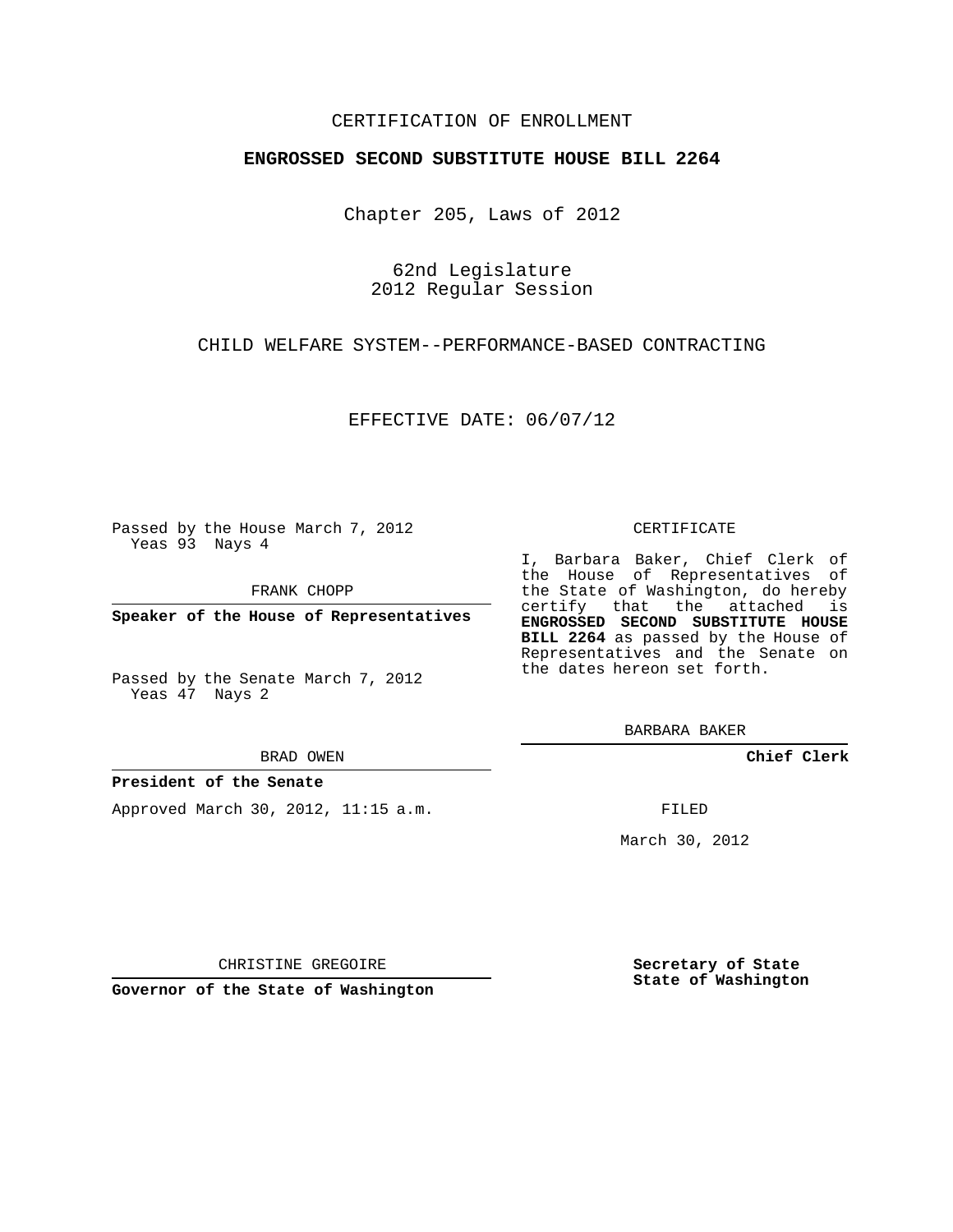CERTIFICATION OF ENROLLMENT

**ENGROSSED SECOND SUBSTITUTE HOUSE BILL 2264**

Chapter 205, Laws of 2012

62nd Legislature
2012 Regular Session

CHILD WELFARE SYSTEM--PERFORMANCE-BASED CONTRACTING

EFFECTIVE DATE: 06/07/12

Passed by the House March 7, 2012
Yeas 93 Nays 4

FRANK CHOPP

**Speaker of the House of Representatives**

Passed by the Senate March 7, 2012
Yeas 47 Nays 2

BRAD OWEN

**President of the Senate**

Approved March 30, 2012, 11:15 a.m.

CHRISTINE GREGOIRE

**Governor of the State of Washington**

CERTIFICATE

I, Barbara Baker, Chief Clerk of the House of Representatives of the State of Washington, do hereby certify that the attached is **ENGROSSED SECOND SUBSTITUTE HOUSE BILL 2264** as passed by the House of Representatives and the Senate on the dates hereon set forth.

BARBARA BAKER

**Chief Clerk**

FILED

March 30, 2012

**Secretary of State**
**State of Washington**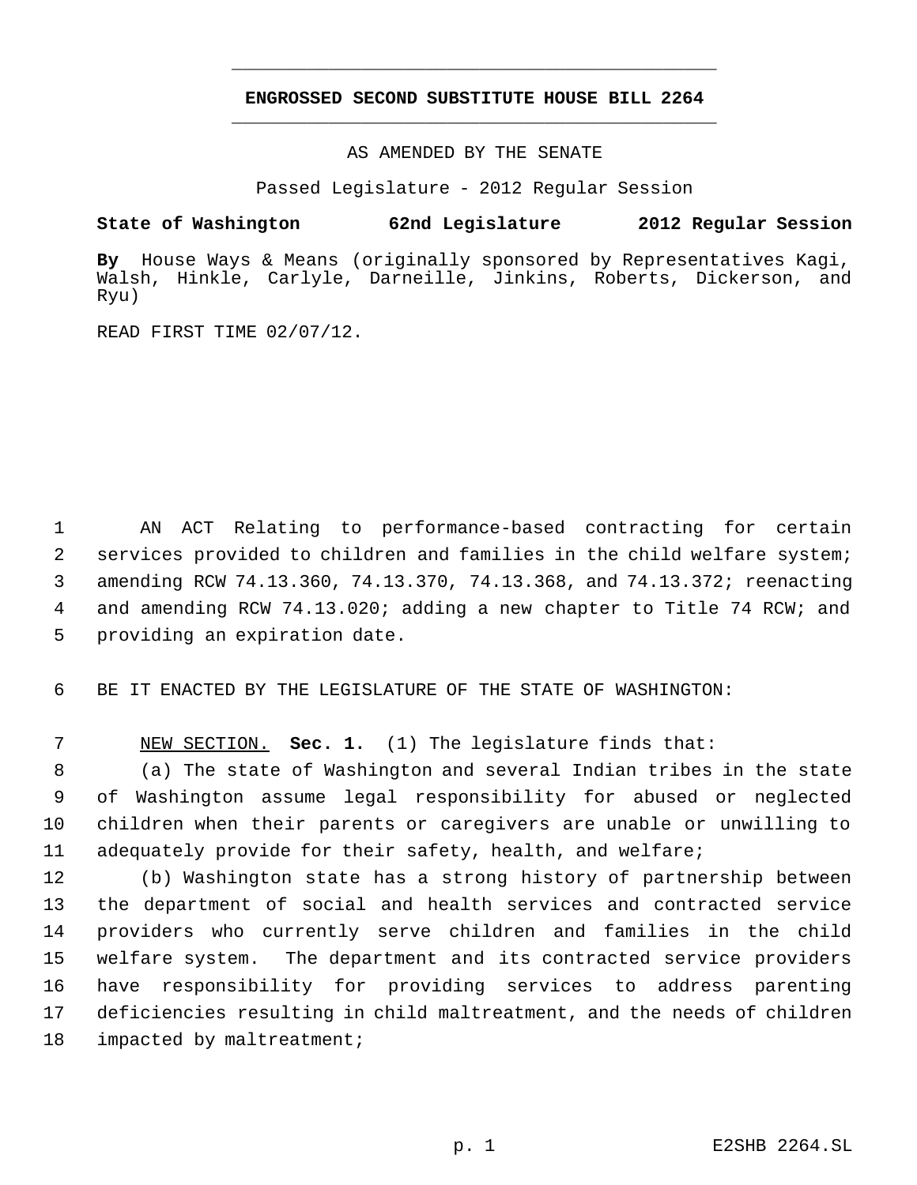**ENGROSSED SECOND SUBSTITUTE HOUSE BILL 2264**

AS AMENDED BY THE SENATE

Passed Legislature - 2012 Regular Session

**State of Washington 62nd Legislature 2012 Regular Session**

**By** House Ways & Means (originally sponsored by Representatives Kagi, Walsh, Hinkle, Carlyle, Darneille, Jinkins, Roberts, Dickerson, and Ryu)

READ FIRST TIME 02/07/12.

AN ACT Relating to performance-based contracting for certain services provided to children and families in the child welfare system; amending RCW 74.13.360, 74.13.370, 74.13.368, and 74.13.372; reenacting and amending RCW 74.13.020; adding a new chapter to Title 74 RCW; and providing an expiration date.

BE IT ENACTED BY THE LEGISLATURE OF THE STATE OF WASHINGTON:

NEW SECTION. **Sec. 1.** (1) The legislature finds that:

(a) The state of Washington and several Indian tribes in the state of Washington assume legal responsibility for abused or neglected children when their parents or caregivers are unable or unwilling to adequately provide for their safety, health, and welfare;

(b) Washington state has a strong history of partnership between the department of social and health services and contracted service providers who currently serve children and families in the child welfare system. The department and its contracted service providers have responsibility for providing services to address parenting deficiencies resulting in child maltreatment, and the needs of children impacted by maltreatment;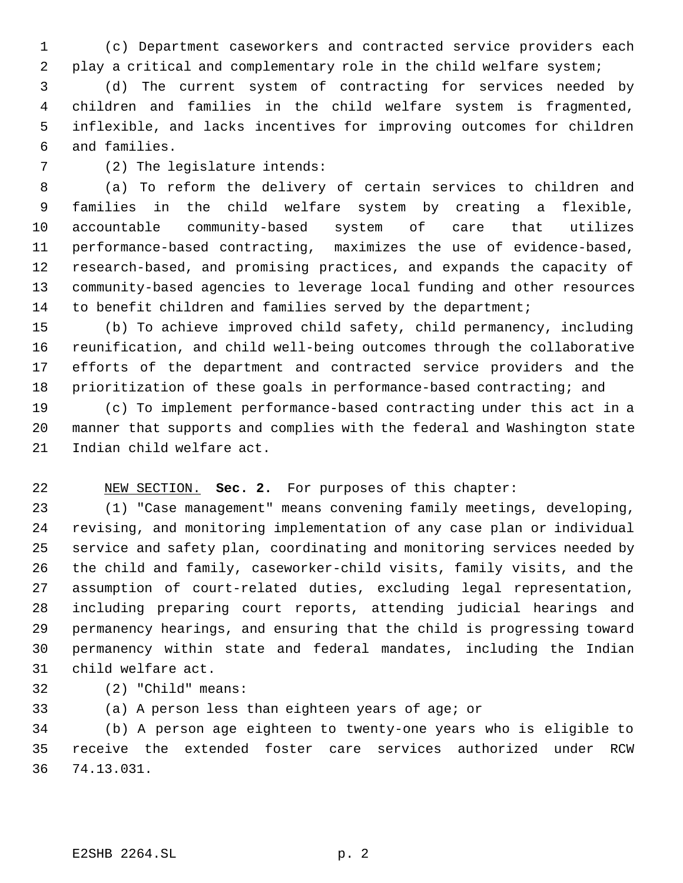(c) Department caseworkers and contracted service providers each play a critical and complementary role in the child welfare system;

(d) The current system of contracting for services needed by children and families in the child welfare system is fragmented, inflexible, and lacks incentives for improving outcomes for children and families.

(2) The legislature intends:

(a) To reform the delivery of certain services to children and families in the child welfare system by creating a flexible, accountable community-based system of care that utilizes performance-based contracting, maximizes the use of evidence-based, research-based, and promising practices, and expands the capacity of community-based agencies to leverage local funding and other resources to benefit children and families served by the department;

(b) To achieve improved child safety, child permanency, including reunification, and child well-being outcomes through the collaborative efforts of the department and contracted service providers and the prioritization of these goals in performance-based contracting; and

(c) To implement performance-based contracting under this act in a manner that supports and complies with the federal and Washington state Indian child welfare act.

NEW SECTION. **Sec. 2.** For purposes of this chapter:

(1) "Case management" means convening family meetings, developing, revising, and monitoring implementation of any case plan or individual service and safety plan, coordinating and monitoring services needed by the child and family, caseworker-child visits, family visits, and the assumption of court-related duties, excluding legal representation, including preparing court reports, attending judicial hearings and permanency hearings, and ensuring that the child is progressing toward permanency within state and federal mandates, including the Indian child welfare act.

(2) "Child" means:

(a) A person less than eighteen years of age; or

(b) A person age eighteen to twenty-one years who is eligible to receive the extended foster care services authorized under RCW 74.13.031.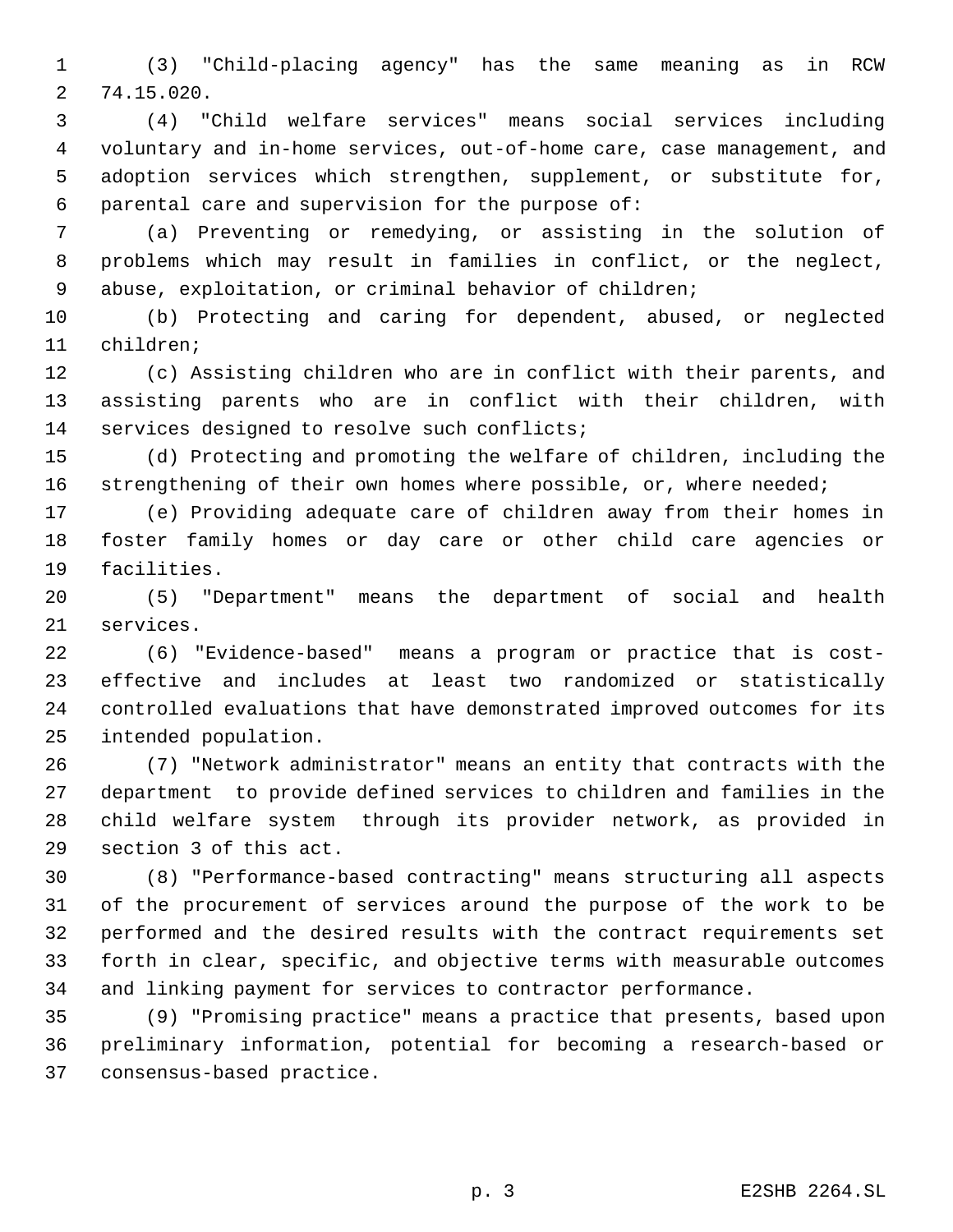(3) "Child-placing agency" has the same meaning as in RCW 74.15.020.

(4) "Child welfare services" means social services including voluntary and in-home services, out-of-home care, case management, and adoption services which strengthen, supplement, or substitute for, parental care and supervision for the purpose of:

(a) Preventing or remedying, or assisting in the solution of problems which may result in families in conflict, or the neglect, abuse, exploitation, or criminal behavior of children;

(b) Protecting and caring for dependent, abused, or neglected children;

(c) Assisting children who are in conflict with their parents, and assisting parents who are in conflict with their children, with services designed to resolve such conflicts;

(d) Protecting and promoting the welfare of children, including the strengthening of their own homes where possible, or, where needed;

(e) Providing adequate care of children away from their homes in foster family homes or day care or other child care agencies or facilities.

(5) "Department" means the department of social and health services.

(6) "Evidence-based" means a program or practice that is cost-effective and includes at least two randomized or statistically controlled evaluations that have demonstrated improved outcomes for its intended population.

(7) "Network administrator" means an entity that contracts with the department to provide defined services to children and families in the child welfare system through its provider network, as provided in section 3 of this act.

(8) "Performance-based contracting" means structuring all aspects of the procurement of services around the purpose of the work to be performed and the desired results with the contract requirements set forth in clear, specific, and objective terms with measurable outcomes and linking payment for services to contractor performance.

(9) "Promising practice" means a practice that presents, based upon preliminary information, potential for becoming a research-based or consensus-based practice.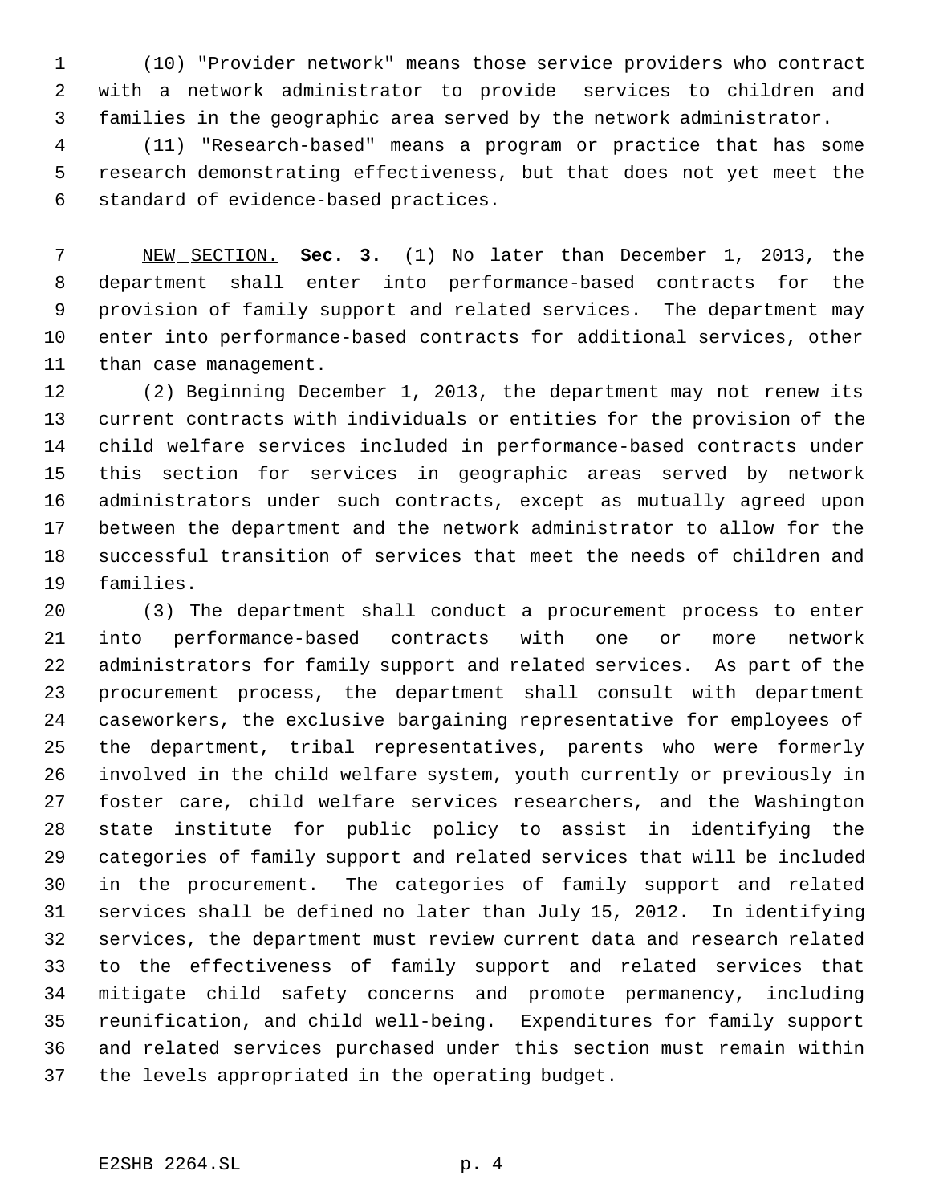(10) "Provider network" means those service providers who contract with a network administrator to provide services to children and families in the geographic area served by the network administrator.

(11) "Research-based" means a program or practice that has some research demonstrating effectiveness, but that does not yet meet the standard of evidence-based practices.

NEW SECTION. **Sec. 3.** (1) No later than December 1, 2013, the department shall enter into performance-based contracts for the provision of family support and related services. The department may enter into performance-based contracts for additional services, other than case management.

(2) Beginning December 1, 2013, the department may not renew its current contracts with individuals or entities for the provision of the child welfare services included in performance-based contracts under this section for services in geographic areas served by network administrators under such contracts, except as mutually agreed upon between the department and the network administrator to allow for the successful transition of services that meet the needs of children and families.

(3) The department shall conduct a procurement process to enter into performance-based contracts with one or more network administrators for family support and related services. As part of the procurement process, the department shall consult with department caseworkers, the exclusive bargaining representative for employees of the department, tribal representatives, parents who were formerly involved in the child welfare system, youth currently or previously in foster care, child welfare services researchers, and the Washington state institute for public policy to assist in identifying the categories of family support and related services that will be included in the procurement. The categories of family support and related services shall be defined no later than July 15, 2012. In identifying services, the department must review current data and research related to the effectiveness of family support and related services that mitigate child safety concerns and promote permanency, including reunification, and child well-being. Expenditures for family support and related services purchased under this section must remain within the levels appropriated in the operating budget.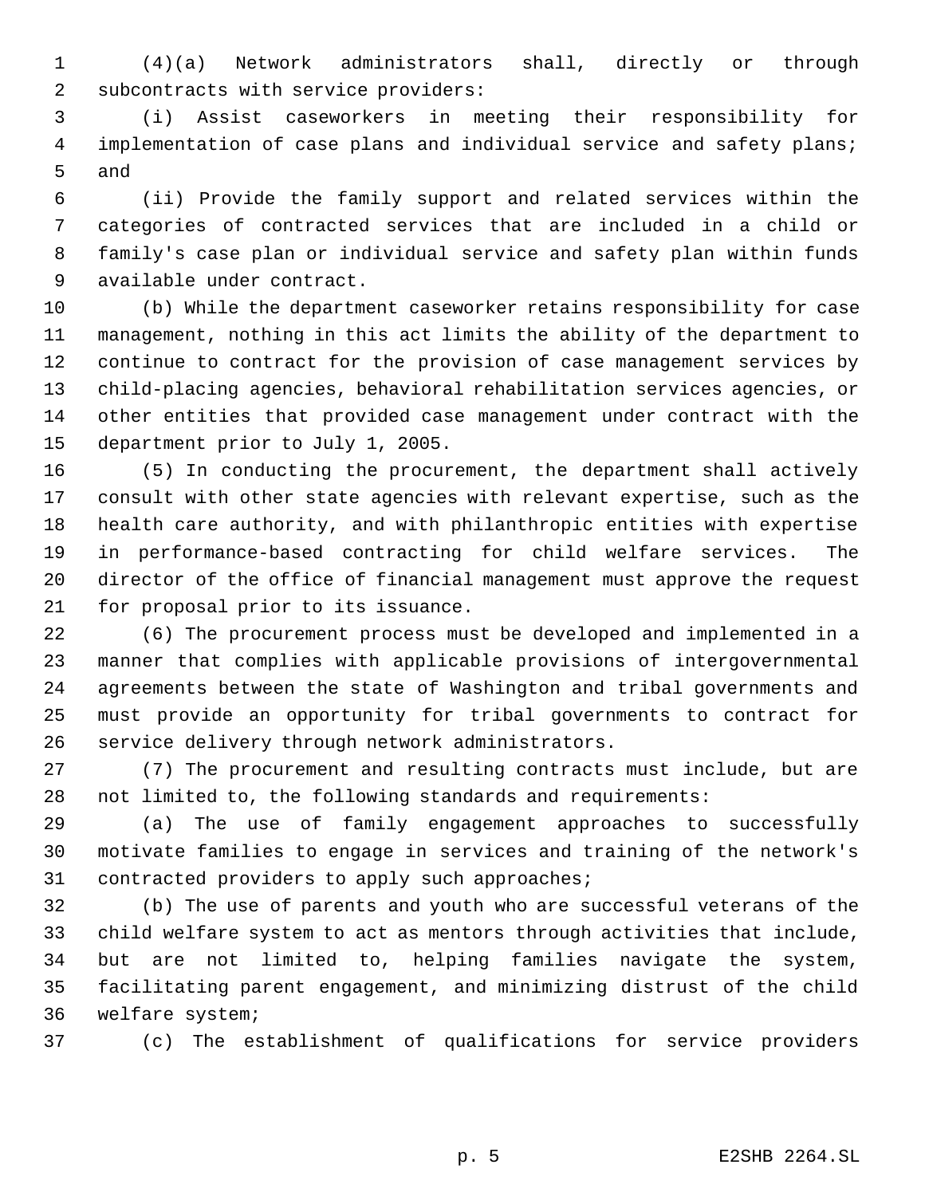(4)(a) Network administrators shall, directly or through subcontracts with service providers:

(i) Assist caseworkers in meeting their responsibility for implementation of case plans and individual service and safety plans; and

(ii) Provide the family support and related services within the categories of contracted services that are included in a child or family's case plan or individual service and safety plan within funds available under contract.

(b) While the department caseworker retains responsibility for case management, nothing in this act limits the ability of the department to continue to contract for the provision of case management services by child-placing agencies, behavioral rehabilitation services agencies, or other entities that provided case management under contract with the department prior to July 1, 2005.

(5) In conducting the procurement, the department shall actively consult with other state agencies with relevant expertise, such as the health care authority, and with philanthropic entities with expertise in performance-based contracting for child welfare services. The director of the office of financial management must approve the request for proposal prior to its issuance.

(6) The procurement process must be developed and implemented in a manner that complies with applicable provisions of intergovernmental agreements between the state of Washington and tribal governments and must provide an opportunity for tribal governments to contract for service delivery through network administrators.

(7) The procurement and resulting contracts must include, but are not limited to, the following standards and requirements:

(a) The use of family engagement approaches to successfully motivate families to engage in services and training of the network's contracted providers to apply such approaches;

(b) The use of parents and youth who are successful veterans of the child welfare system to act as mentors through activities that include, but are not limited to, helping families navigate the system, facilitating parent engagement, and minimizing distrust of the child welfare system;

(c) The establishment of qualifications for service providers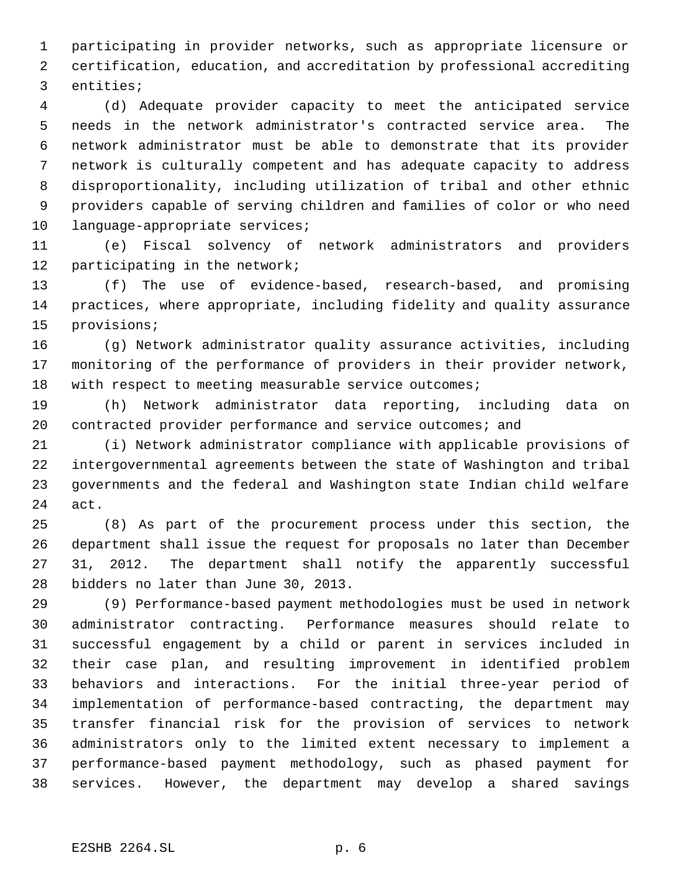participating in provider networks, such as appropriate licensure or certification, education, and accreditation by professional accrediting entities;

(d) Adequate provider capacity to meet the anticipated service needs in the network administrator's contracted service area. The network administrator must be able to demonstrate that its provider network is culturally competent and has adequate capacity to address disproportionality, including utilization of tribal and other ethnic providers capable of serving children and families of color or who need language-appropriate services;

(e) Fiscal solvency of network administrators and providers participating in the network;

(f) The use of evidence-based, research-based, and promising practices, where appropriate, including fidelity and quality assurance provisions;

(g) Network administrator quality assurance activities, including monitoring of the performance of providers in their provider network, with respect to meeting measurable service outcomes;

(h) Network administrator data reporting, including data on contracted provider performance and service outcomes; and

(i) Network administrator compliance with applicable provisions of intergovernmental agreements between the state of Washington and tribal governments and the federal and Washington state Indian child welfare act.

(8) As part of the procurement process under this section, the department shall issue the request for proposals no later than December 31, 2012. The department shall notify the apparently successful bidders no later than June 30, 2013.

(9) Performance-based payment methodologies must be used in network administrator contracting. Performance measures should relate to successful engagement by a child or parent in services included in their case plan, and resulting improvement in identified problem behaviors and interactions. For the initial three-year period of implementation of performance-based contracting, the department may transfer financial risk for the provision of services to network administrators only to the limited extent necessary to implement a performance-based payment methodology, such as phased payment for services. However, the department may develop a shared savings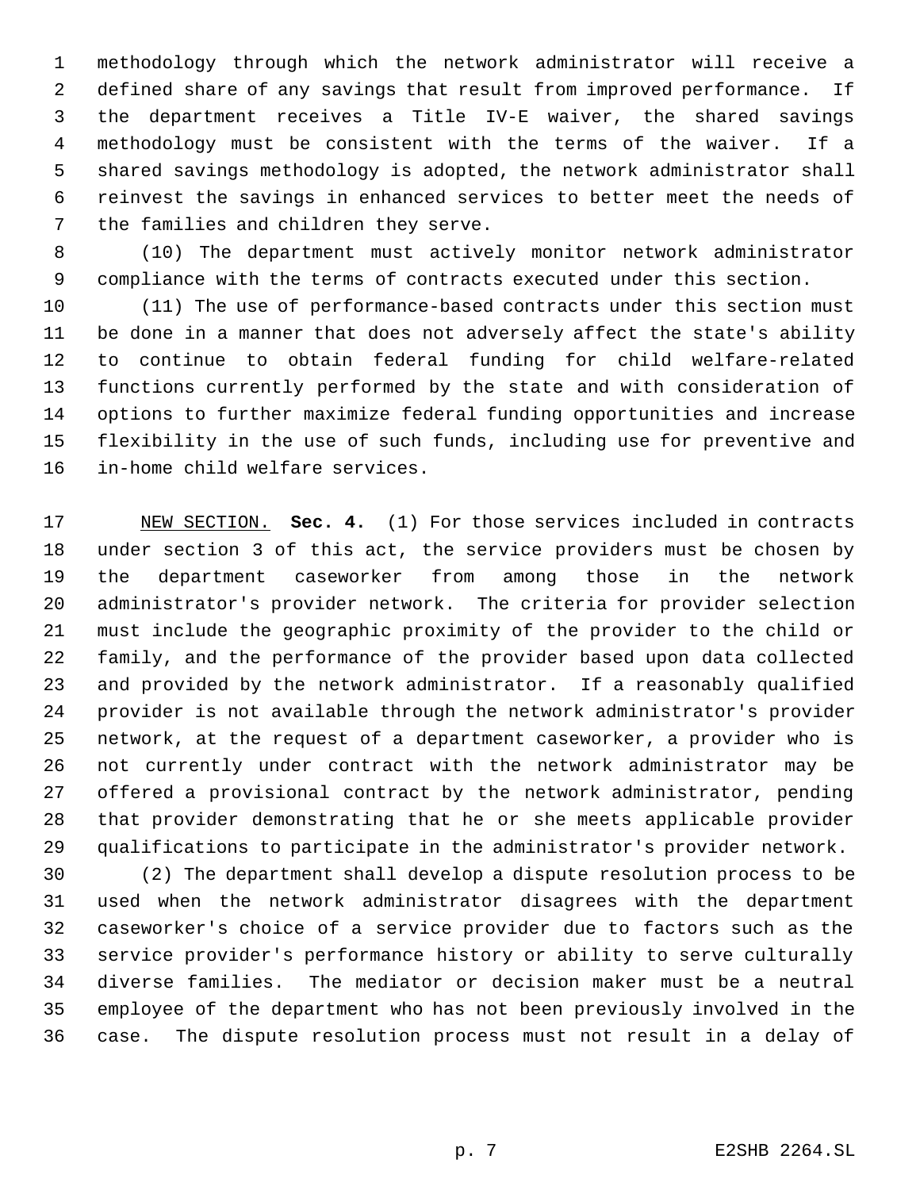methodology through which the network administrator will receive a defined share of any savings that result from improved performance. If the department receives a Title IV-E waiver, the shared savings methodology must be consistent with the terms of the waiver. If a shared savings methodology is adopted, the network administrator shall reinvest the savings in enhanced services to better meet the needs of the families and children they serve.

(10) The department must actively monitor network administrator compliance with the terms of contracts executed under this section.

(11) The use of performance-based contracts under this section must be done in a manner that does not adversely affect the state's ability to continue to obtain federal funding for child welfare-related functions currently performed by the state and with consideration of options to further maximize federal funding opportunities and increase flexibility in the use of such funds, including use for preventive and in-home child welfare services.

NEW SECTION. **Sec. 4.** (1) For those services included in contracts under section 3 of this act, the service providers must be chosen by the department caseworker from among those in the network administrator's provider network. The criteria for provider selection must include the geographic proximity of the provider to the child or family, and the performance of the provider based upon data collected and provided by the network administrator. If a reasonably qualified provider is not available through the network administrator's provider network, at the request of a department caseworker, a provider who is not currently under contract with the network administrator may be offered a provisional contract by the network administrator, pending that provider demonstrating that he or she meets applicable provider qualifications to participate in the administrator's provider network.

(2) The department shall develop a dispute resolution process to be used when the network administrator disagrees with the department caseworker's choice of a service provider due to factors such as the service provider's performance history or ability to serve culturally diverse families. The mediator or decision maker must be a neutral employee of the department who has not been previously involved in the case. The dispute resolution process must not result in a delay of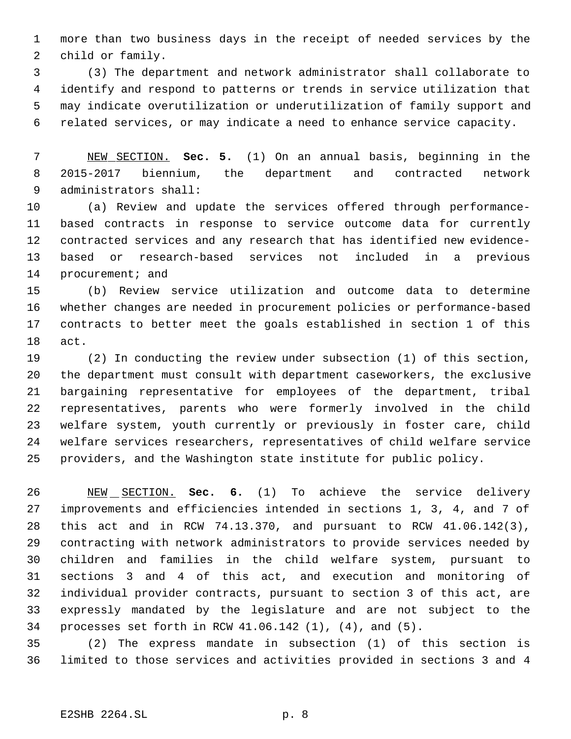more than two business days in the receipt of needed services by the child or family.

(3) The department and network administrator shall collaborate to identify and respond to patterns or trends in service utilization that may indicate overutilization or underutilization of family support and related services, or may indicate a need to enhance service capacity.

NEW SECTION. **Sec. 5.** (1) On an annual basis, beginning in the 2015-2017 biennium, the department and contracted network administrators shall:

(a) Review and update the services offered through performance-based contracts in response to service outcome data for currently contracted services and any research that has identified new evidence-based or research-based services not included in a previous procurement; and

(b) Review service utilization and outcome data to determine whether changes are needed in procurement policies or performance-based contracts to better meet the goals established in section 1 of this act.

(2) In conducting the review under subsection (1) of this section, the department must consult with department caseworkers, the exclusive bargaining representative for employees of the department, tribal representatives, parents who were formerly involved in the child welfare system, youth currently or previously in foster care, child welfare services researchers, representatives of child welfare service providers, and the Washington state institute for public policy.

NEW SECTION. **Sec. 6.** (1) To achieve the service delivery improvements and efficiencies intended in sections 1, 3, 4, and 7 of this act and in RCW 74.13.370, and pursuant to RCW 41.06.142(3), contracting with network administrators to provide services needed by children and families in the child welfare system, pursuant to sections 3 and 4 of this act, and execution and monitoring of individual provider contracts, pursuant to section 3 of this act, are expressly mandated by the legislature and are not subject to the processes set forth in RCW 41.06.142 (1), (4), and (5).

(2) The express mandate in subsection (1) of this section is limited to those services and activities provided in sections 3 and 4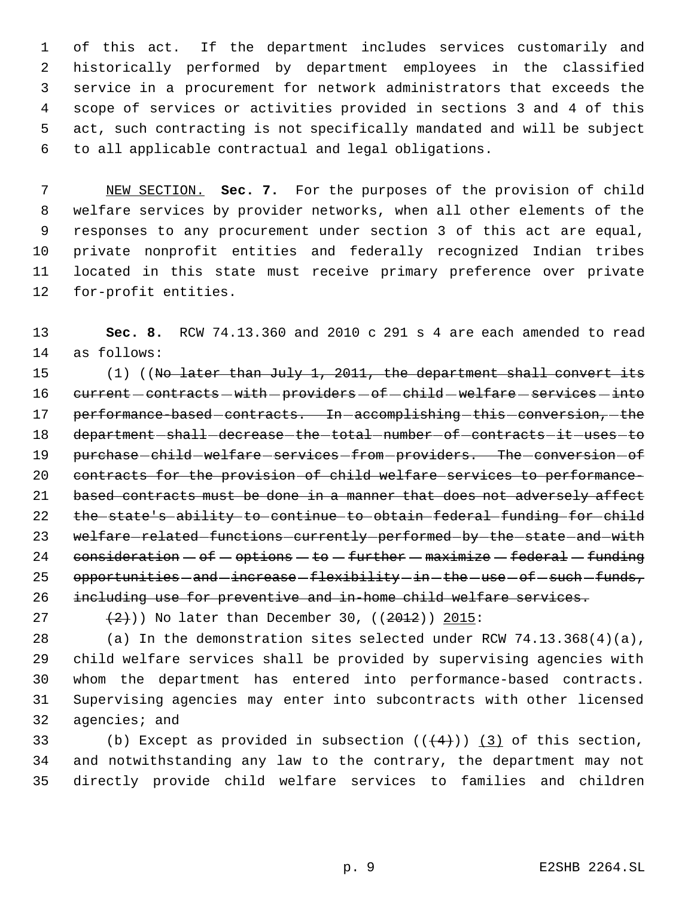of this act. If the department includes services customarily and historically performed by department employees in the classified service in a procurement for network administrators that exceeds the scope of services or activities provided in sections 3 and 4 of this act, such contracting is not specifically mandated and will be subject to all applicable contractual and legal obligations.

NEW SECTION. **Sec. 7.** For the purposes of the provision of child welfare services by provider networks, when all other elements of the responses to any procurement under section 3 of this act are equal, private nonprofit entities and federally recognized Indian tribes located in this state must receive primary preference over private for-profit entities.

**Sec. 8.** RCW 74.13.360 and 2010 c 291 s 4 are each amended to read as follows:

(1) ((~~No later than July 1, 2011, the department shall convert its current contracts with providers of child welfare services into performance-based contracts. In accomplishing this conversion, the department shall decrease the total number of contracts it uses to purchase child welfare services from providers. The conversion of contracts for the provision of child welfare services to performance-based contracts must be done in a manner that does not adversely affect the state's ability to continue to obtain federal funding for child welfare related functions currently performed by the state and with consideration of options to further maximize federal funding opportunities and increase flexibility in the use of such funds, including use for preventive and in-home child welfare services.~~

~~(2)~~)) No later than December 30, ((~~2012~~)) 2015:

(a) In the demonstration sites selected under RCW 74.13.368(4)(a), child welfare services shall be provided by supervising agencies with whom the department has entered into performance-based contracts. Supervising agencies may enter into subcontracts with other licensed agencies; and

(b) Except as provided in subsection ((~~(4)~~)) (3) of this section, and notwithstanding any law to the contrary, the department may not directly provide child welfare services to families and children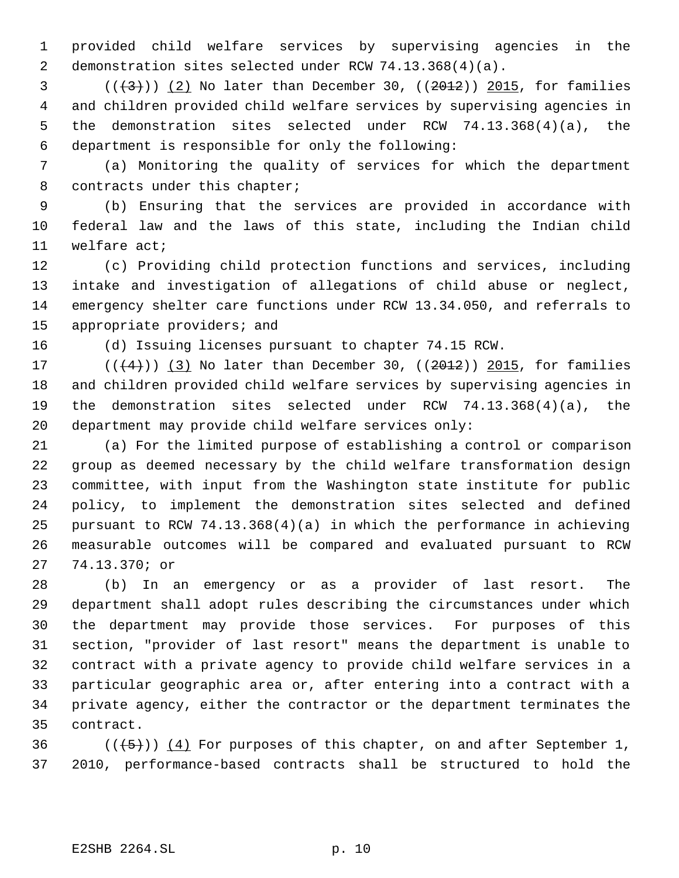provided child welfare services by supervising agencies in the demonstration sites selected under RCW 74.13.368(4)(a).

(((3))) (2) No later than December 30, ((2012)) 2015, for families and children provided child welfare services by supervising agencies in the demonstration sites selected under RCW 74.13.368(4)(a), the department is responsible for only the following:

(a) Monitoring the quality of services for which the department contracts under this chapter;

(b) Ensuring that the services are provided in accordance with federal law and the laws of this state, including the Indian child welfare act;

(c) Providing child protection functions and services, including intake and investigation of allegations of child abuse or neglect, emergency shelter care functions under RCW 13.34.050, and referrals to appropriate providers; and

(d) Issuing licenses pursuant to chapter 74.15 RCW.

(((4))) (3) No later than December 30, ((2012)) 2015, for families and children provided child welfare services by supervising agencies in the demonstration sites selected under RCW 74.13.368(4)(a), the department may provide child welfare services only:

(a) For the limited purpose of establishing a control or comparison group as deemed necessary by the child welfare transformation design committee, with input from the Washington state institute for public policy, to implement the demonstration sites selected and defined pursuant to RCW 74.13.368(4)(a) in which the performance in achieving measurable outcomes will be compared and evaluated pursuant to RCW 74.13.370; or

(b) In an emergency or as a provider of last resort. The department shall adopt rules describing the circumstances under which the department may provide those services. For purposes of this section, "provider of last resort" means the department is unable to contract with a private agency to provide child welfare services in a particular geographic area or, after entering into a contract with a private agency, either the contractor or the department terminates the contract.

(((5))) (4) For purposes of this chapter, on and after September 1, 2010, performance-based contracts shall be structured to hold the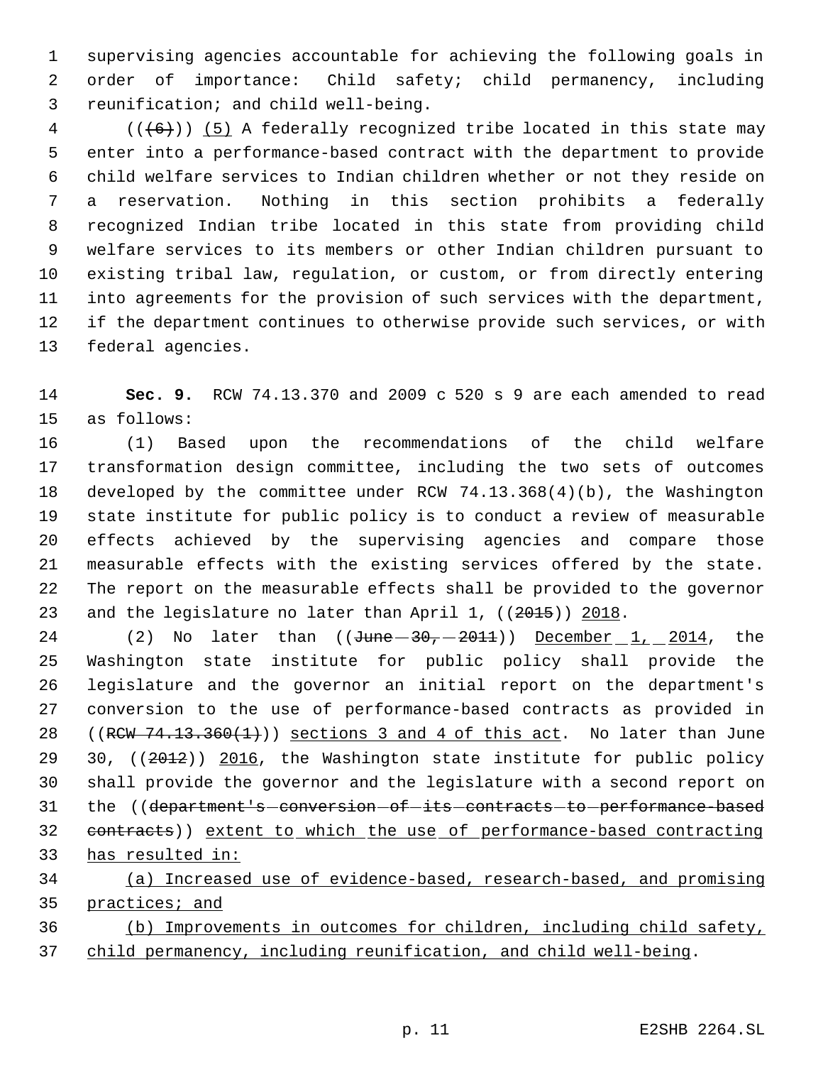supervising agencies accountable for achieving the following goals in order of importance: Child safety; child permanency, including reunification; and child well-being.

((~~(6)~~)) <u>(5)</u> A federally recognized tribe located in this state may enter into a performance-based contract with the department to provide child welfare services to Indian children whether or not they reside on a reservation. Nothing in this section prohibits a federally recognized Indian tribe located in this state from providing child welfare services to its members or other Indian children pursuant to existing tribal law, regulation, or custom, or from directly entering into agreements for the provision of such services with the department, if the department continues to otherwise provide such services, or with federal agencies.

**Sec. 9.** RCW 74.13.370 and 2009 c 520 s 9 are each amended to read as follows:

(1) Based upon the recommendations of the child welfare transformation design committee, including the two sets of outcomes developed by the committee under RCW 74.13.368(4)(b), the Washington state institute for public policy is to conduct a review of measurable effects achieved by the supervising agencies and compare those measurable effects with the existing services offered by the state. The report on the measurable effects shall be provided to the governor and the legislature no later than April 1, ((~~2015~~)) <u>2018</u>.

(2) No later than ((~~June 30, 2011~~)) <u>December 1, 2014</u>, the Washington state institute for public policy shall provide the legislature and the governor an initial report on the department's conversion to the use of performance-based contracts as provided in ((~~RCW 74.13.360(1)~~)) <u>sections 3 and 4 of this act</u>. No later than June 30, ((~~2012~~)) <u>2016</u>, the Washington state institute for public policy shall provide the governor and the legislature with a second report on the ((~~department's conversion of its contracts to performance-based contracts~~)) <u>extent to which the use of performance-based contracting has resulted in:</u>

<u>(a) Increased use of evidence-based, research-based, and promising practices; and</u>

<u>(b) Improvements in outcomes for children, including child safety, child permanency, including reunification, and child well-being</u>.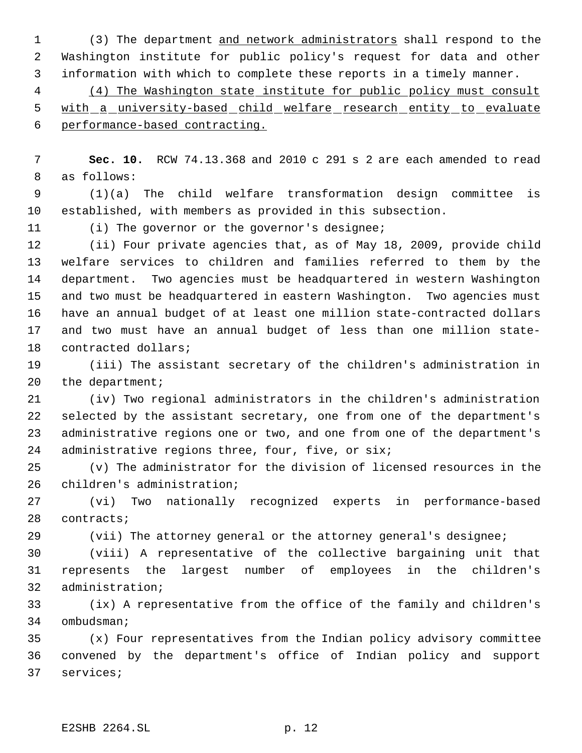(3) The department and network administrators shall respond to the Washington institute for public policy's request for data and other information with which to complete these reports in a timely manner.

(4) The Washington state institute for public policy must consult with a university-based child welfare research entity to evaluate performance-based contracting.

**Sec. 10.** RCW 74.13.368 and 2010 c 291 s 2 are each amended to read as follows:

(1)(a) The child welfare transformation design committee is established, with members as provided in this subsection.

(i) The governor or the governor's designee;

(ii) Four private agencies that, as of May 18, 2009, provide child welfare services to children and families referred to them by the department. Two agencies must be headquartered in western Washington and two must be headquartered in eastern Washington. Two agencies must have an annual budget of at least one million state-contracted dollars and two must have an annual budget of less than one million state-contracted dollars;

(iii) The assistant secretary of the children's administration in the department;

(iv) Two regional administrators in the children's administration selected by the assistant secretary, one from one of the department's administrative regions one or two, and one from one of the department's administrative regions three, four, five, or six;

(v) The administrator for the division of licensed resources in the children's administration;

(vi) Two nationally recognized experts in performance-based contracts;

(vii) The attorney general or the attorney general's designee;

(viii) A representative of the collective bargaining unit that represents the largest number of employees in the children's administration;

(ix) A representative from the office of the family and children's ombudsman;

(x) Four representatives from the Indian policy advisory committee convened by the department's office of Indian policy and support services;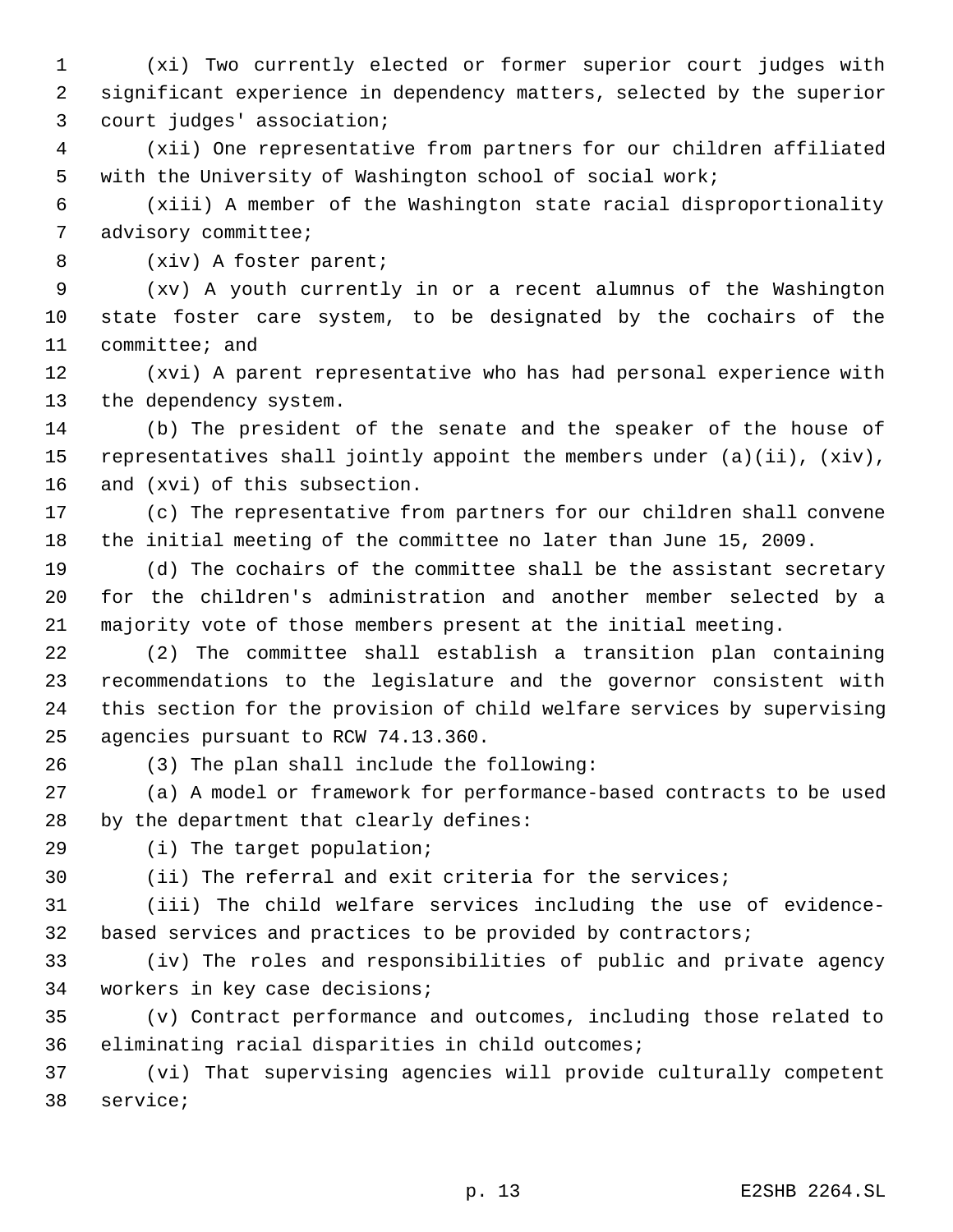(xi) Two currently elected or former superior court judges with significant experience in dependency matters, selected by the superior court judges' association;

(xii) One representative from partners for our children affiliated with the University of Washington school of social work;

(xiii) A member of the Washington state racial disproportionality advisory committee;

(xiv) A foster parent;

(xv) A youth currently in or a recent alumnus of the Washington state foster care system, to be designated by the cochairs of the committee; and

(xvi) A parent representative who has had personal experience with the dependency system.

(b) The president of the senate and the speaker of the house of representatives shall jointly appoint the members under (a)(ii), (xiv), and (xvi) of this subsection.

(c) The representative from partners for our children shall convene the initial meeting of the committee no later than June 15, 2009.

(d) The cochairs of the committee shall be the assistant secretary for the children's administration and another member selected by a majority vote of those members present at the initial meeting.

(2) The committee shall establish a transition plan containing recommendations to the legislature and the governor consistent with this section for the provision of child welfare services by supervising agencies pursuant to RCW 74.13.360.

(3) The plan shall include the following:

(a) A model or framework for performance-based contracts to be used by the department that clearly defines:

(i) The target population;

(ii) The referral and exit criteria for the services;

(iii) The child welfare services including the use of evidence-based services and practices to be provided by contractors;

(iv) The roles and responsibilities of public and private agency workers in key case decisions;

(v) Contract performance and outcomes, including those related to eliminating racial disparities in child outcomes;

(vi) That supervising agencies will provide culturally competent service;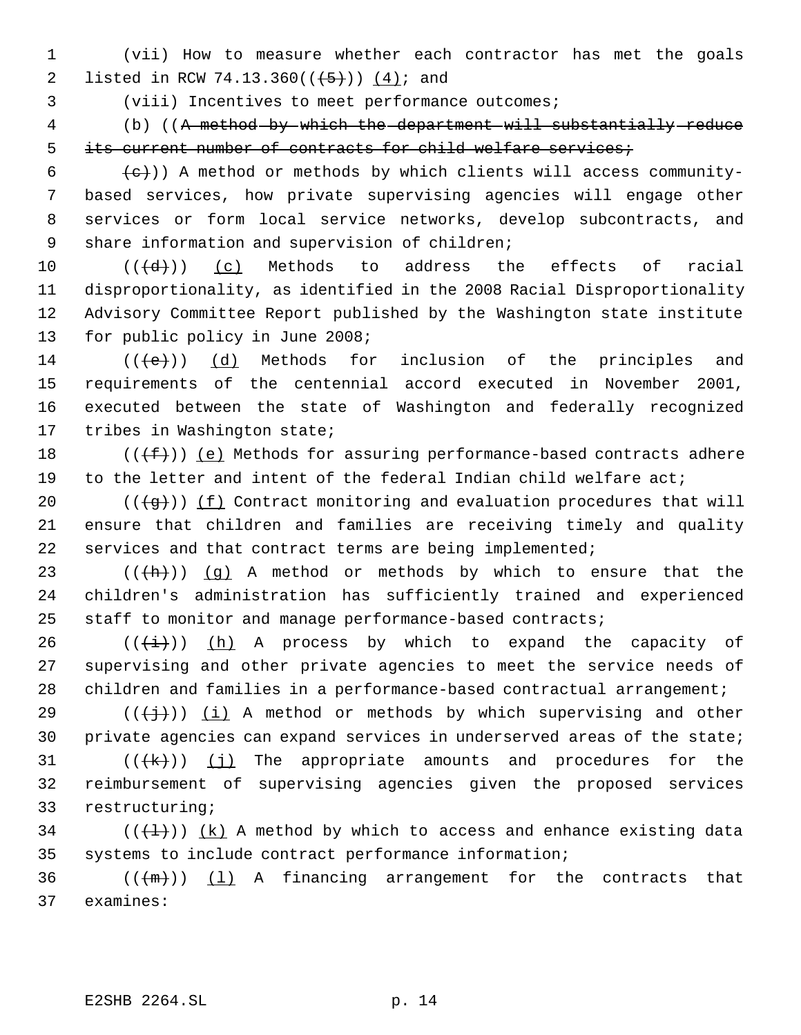(vii) How to measure whether each contractor has met the goals listed in RCW 74.13.360(((5))) (4); and

(viii) Incentives to meet performance outcomes;

(b) ((A method by which the department will substantially reduce its current number of contracts for child welfare services;

(c))) A method or methods by which clients will access community-based services, how private supervising agencies will engage other services or form local service networks, develop subcontracts, and share information and supervision of children;

(((d))) (c) Methods to address the effects of racial disproportionality, as identified in the 2008 Racial Disproportionality Advisory Committee Report published by the Washington state institute for public policy in June 2008;

(((e))) (d) Methods for inclusion of the principles and requirements of the centennial accord executed in November 2001, executed between the state of Washington and federally recognized tribes in Washington state;

(((f))) (e) Methods for assuring performance-based contracts adhere to the letter and intent of the federal Indian child welfare act;

(((g))) (f) Contract monitoring and evaluation procedures that will ensure that children and families are receiving timely and quality services and that contract terms are being implemented;

(((h))) (g) A method or methods by which to ensure that the children's administration has sufficiently trained and experienced staff to monitor and manage performance-based contracts;

(((i))) (h) A process by which to expand the capacity of supervising and other private agencies to meet the service needs of children and families in a performance-based contractual arrangement;

(((j))) (i) A method or methods by which supervising and other private agencies can expand services in underserved areas of the state;

(((k))) (j) The appropriate amounts and procedures for the reimbursement of supervising agencies given the proposed services restructuring;

(((l))) (k) A method by which to access and enhance existing data systems to include contract performance information;

(((m))) (l) A financing arrangement for the contracts that examines: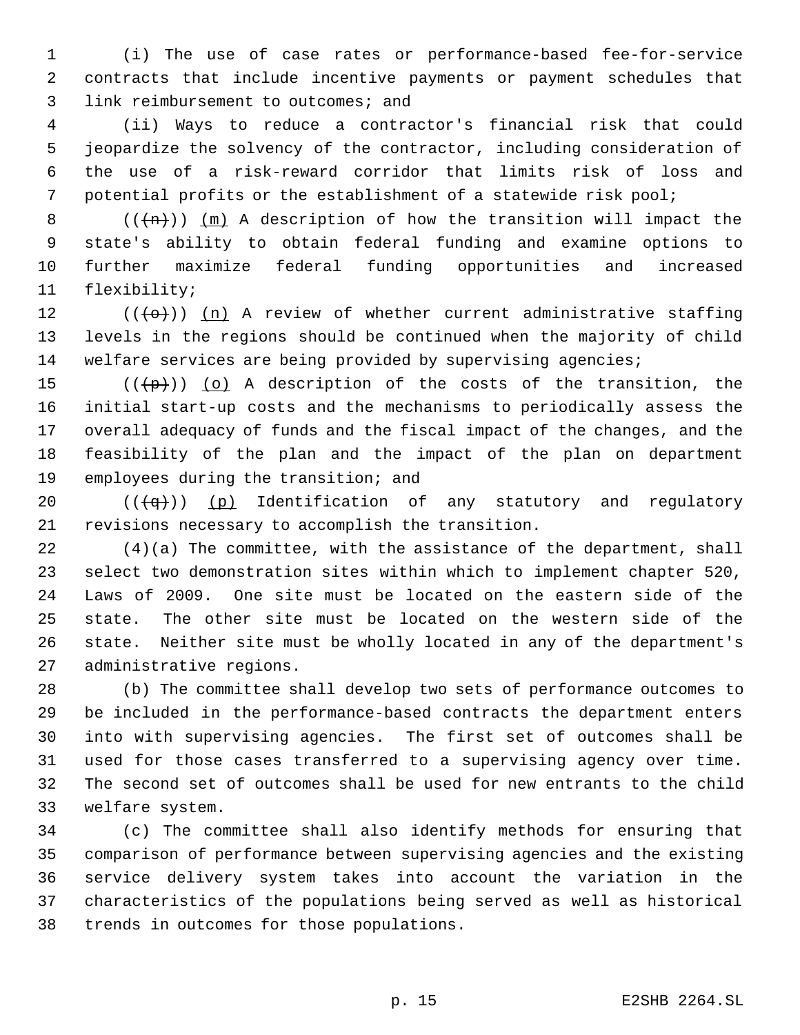(i) The use of case rates or performance-based fee-for-service contracts that include incentive payments or payment schedules that link reimbursement to outcomes; and

(ii) Ways to reduce a contractor's financial risk that could jeopardize the solvency of the contractor, including consideration of the use of a risk-reward corridor that limits risk of loss and potential profits or the establishment of a statewide risk pool;

((~~(n)~~)) (m) A description of how the transition will impact the state's ability to obtain federal funding and examine options to further maximize federal funding opportunities and increased flexibility;

((~~(o)~~)) (n) A review of whether current administrative staffing levels in the regions should be continued when the majority of child welfare services are being provided by supervising agencies;

((~~(p)~~)) (o) A description of the costs of the transition, the initial start-up costs and the mechanisms to periodically assess the overall adequacy of funds and the fiscal impact of the changes, and the feasibility of the plan and the impact of the plan on department employees during the transition; and

((~~(q)~~)) (p) Identification of any statutory and regulatory revisions necessary to accomplish the transition.

(4)(a) The committee, with the assistance of the department, shall select two demonstration sites within which to implement chapter 520, Laws of 2009. One site must be located on the eastern side of the state. The other site must be located on the western side of the state. Neither site must be wholly located in any of the department's administrative regions.

(b) The committee shall develop two sets of performance outcomes to be included in the performance-based contracts the department enters into with supervising agencies. The first set of outcomes shall be used for those cases transferred to a supervising agency over time. The second set of outcomes shall be used for new entrants to the child welfare system.

(c) The committee shall also identify methods for ensuring that comparison of performance between supervising agencies and the existing service delivery system takes into account the variation in the characteristics of the populations being served as well as historical trends in outcomes for those populations.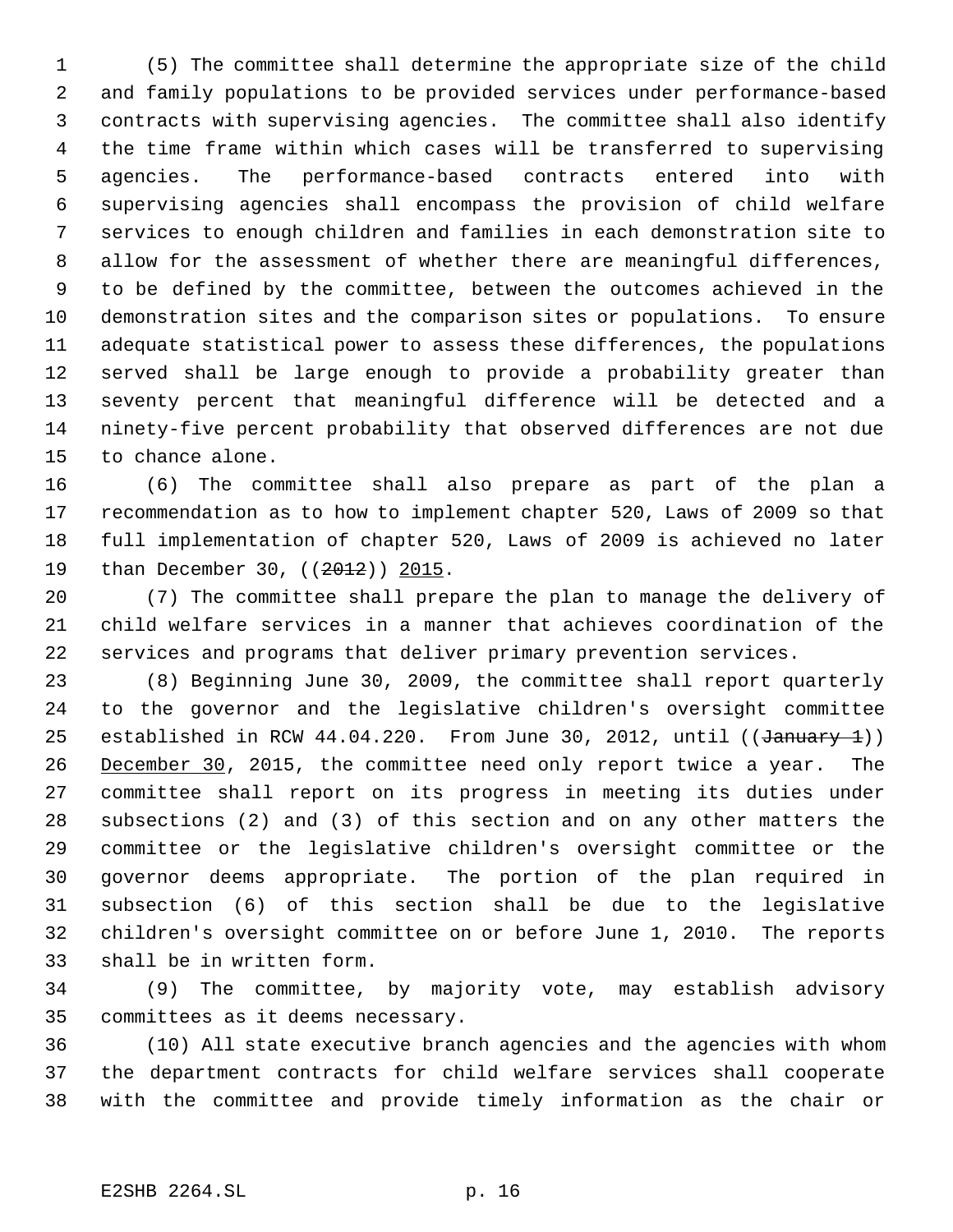(5) The committee shall determine the appropriate size of the child and family populations to be provided services under performance-based contracts with supervising agencies. The committee shall also identify the time frame within which cases will be transferred to supervising agencies. The performance-based contracts entered into with supervising agencies shall encompass the provision of child welfare services to enough children and families in each demonstration site to allow for the assessment of whether there are meaningful differences, to be defined by the committee, between the outcomes achieved in the demonstration sites and the comparison sites or populations. To ensure adequate statistical power to assess these differences, the populations served shall be large enough to provide a probability greater than seventy percent that meaningful difference will be detected and a ninety-five percent probability that observed differences are not due to chance alone.

(6) The committee shall also prepare as part of the plan a recommendation as to how to implement chapter 520, Laws of 2009 so that full implementation of chapter 520, Laws of 2009 is achieved no later than December 30, ((2012)) 2015.

(7) The committee shall prepare the plan to manage the delivery of child welfare services in a manner that achieves coordination of the services and programs that deliver primary prevention services.

(8) Beginning June 30, 2009, the committee shall report quarterly to the governor and the legislative children's oversight committee established in RCW 44.04.220. From June 30, 2012, until ((January 1)) December 30, 2015, the committee need only report twice a year. The committee shall report on its progress in meeting its duties under subsections (2) and (3) of this section and on any other matters the committee or the legislative children's oversight committee or the governor deems appropriate. The portion of the plan required in subsection (6) of this section shall be due to the legislative children's oversight committee on or before June 1, 2010. The reports shall be in written form.

(9) The committee, by majority vote, may establish advisory committees as it deems necessary.

(10) All state executive branch agencies and the agencies with whom the department contracts for child welfare services shall cooperate with the committee and provide timely information as the chair or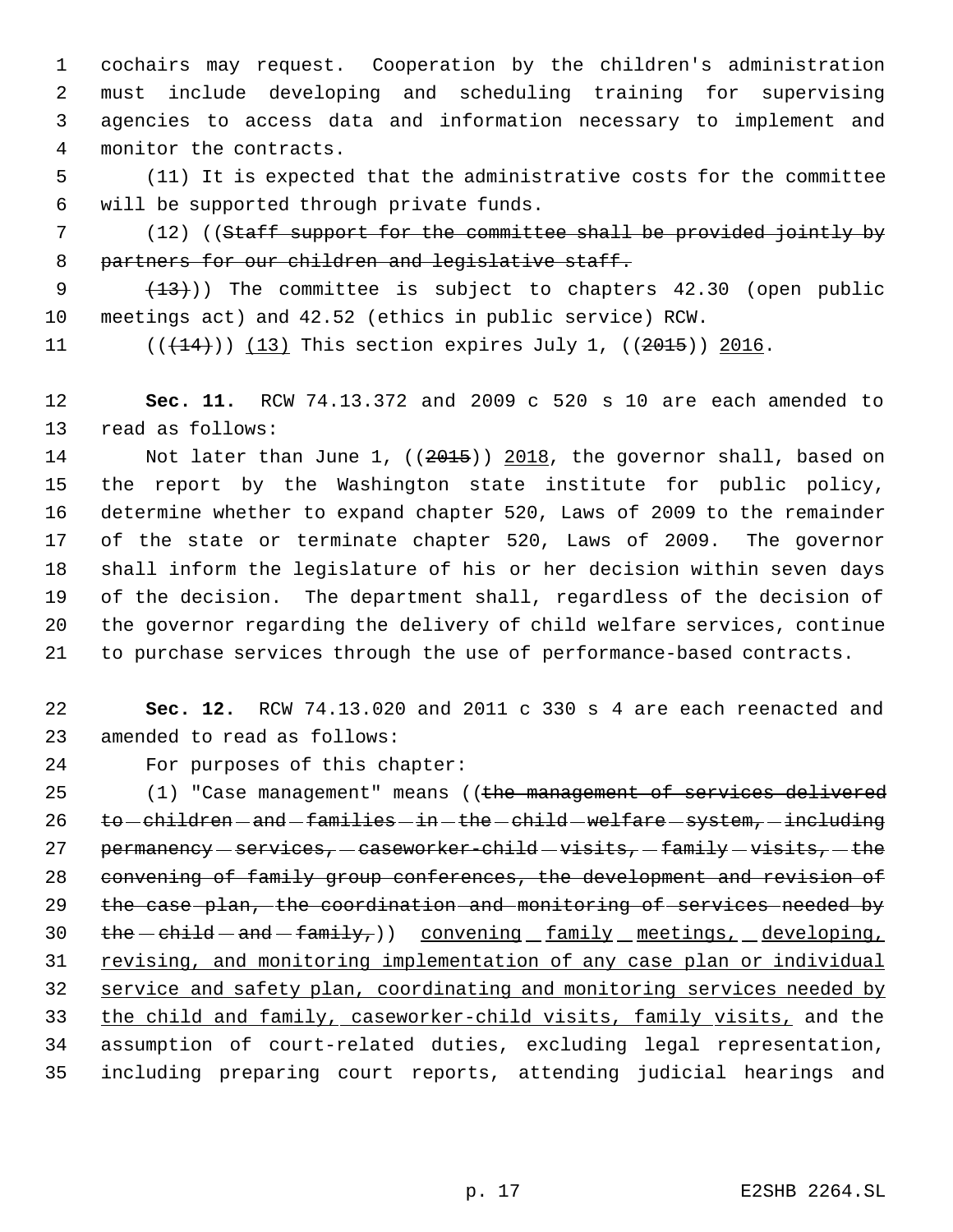cochairs may request. Cooperation by the children's administration must include developing and scheduling training for supervising agencies to access data and information necessary to implement and monitor the contracts.

(11) It is expected that the administrative costs for the committee will be supported through private funds.

(12) ((~~Staff support for the committee shall be provided jointly by partners for our children and legislative staff.~~

~~(13)~~)) The committee is subject to chapters 42.30 (open public meetings act) and 42.52 (ethics in public service) RCW.

((~~(14)~~)) <u>(13)</u> This section expires July 1, ((~~2015~~)) <u>2016</u>.

**Sec. 11.** RCW 74.13.372 and 2009 c 520 s 10 are each amended to read as follows:

Not later than June 1, ((~~2015~~)) <u>2018</u>, the governor shall, based on the report by the Washington state institute for public policy, determine whether to expand chapter 520, Laws of 2009 to the remainder of the state or terminate chapter 520, Laws of 2009. The governor shall inform the legislature of his or her decision within seven days of the decision. The department shall, regardless of the decision of the governor regarding the delivery of child welfare services, continue to purchase services through the use of performance-based contracts.

**Sec. 12.** RCW 74.13.020 and 2011 c 330 s 4 are each reenacted and amended to read as follows:

For purposes of this chapter:

(1) "Case management" means ((~~the management of services delivered to children and families in the child welfare system, including permanency services, caseworker-child visits, family visits, the convening of family group conferences, the development and revision of the case plan, the coordination and monitoring of services needed by the child and family,~~)) <u>convening family meetings, developing, revising, and monitoring implementation of any case plan or individual service and safety plan, coordinating and monitoring services needed by the child and family, caseworker-child visits, family visits,</u> and the assumption of court-related duties, excluding legal representation, including preparing court reports, attending judicial hearings and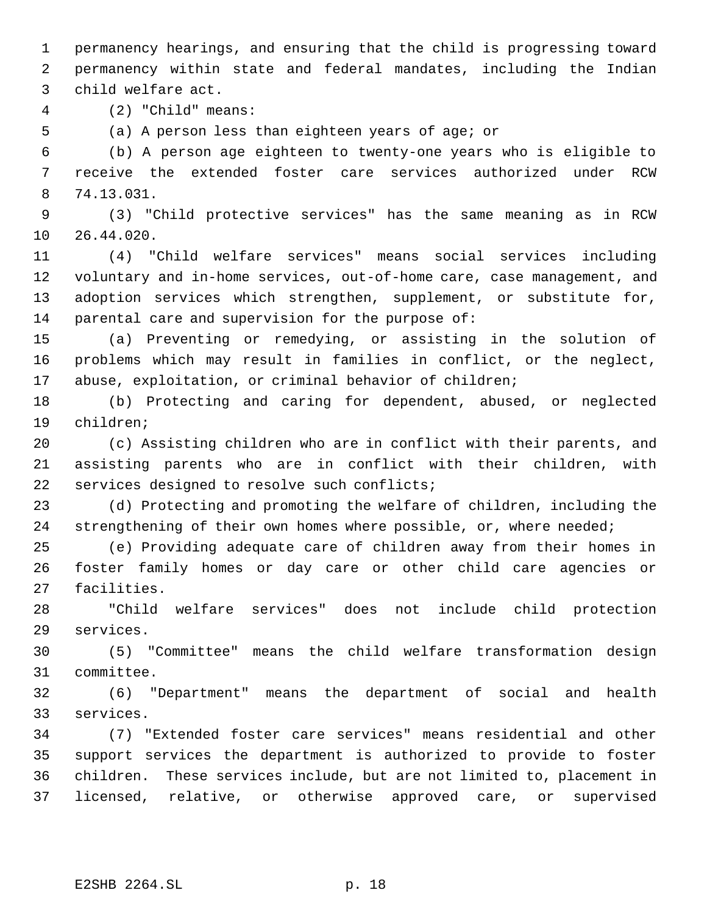permanency hearings, and ensuring that the child is progressing toward permanency within state and federal mandates, including the Indian child welfare act.

(2) "Child" means:

(a) A person less than eighteen years of age; or

(b) A person age eighteen to twenty-one years who is eligible to receive the extended foster care services authorized under RCW 74.13.031.

(3) "Child protective services" has the same meaning as in RCW 26.44.020.

(4) "Child welfare services" means social services including voluntary and in-home services, out-of-home care, case management, and adoption services which strengthen, supplement, or substitute for, parental care and supervision for the purpose of:

(a) Preventing or remedying, or assisting in the solution of problems which may result in families in conflict, or the neglect, abuse, exploitation, or criminal behavior of children;

(b) Protecting and caring for dependent, abused, or neglected children;

(c) Assisting children who are in conflict with their parents, and assisting parents who are in conflict with their children, with services designed to resolve such conflicts;

(d) Protecting and promoting the welfare of children, including the strengthening of their own homes where possible, or, where needed;

(e) Providing adequate care of children away from their homes in foster family homes or day care or other child care agencies or facilities.

"Child welfare services" does not include child protection services.

(5) "Committee" means the child welfare transformation design committee.

(6) "Department" means the department of social and health services.

(7) "Extended foster care services" means residential and other support services the department is authorized to provide to foster children. These services include, but are not limited to, placement in licensed, relative, or otherwise approved care, or supervised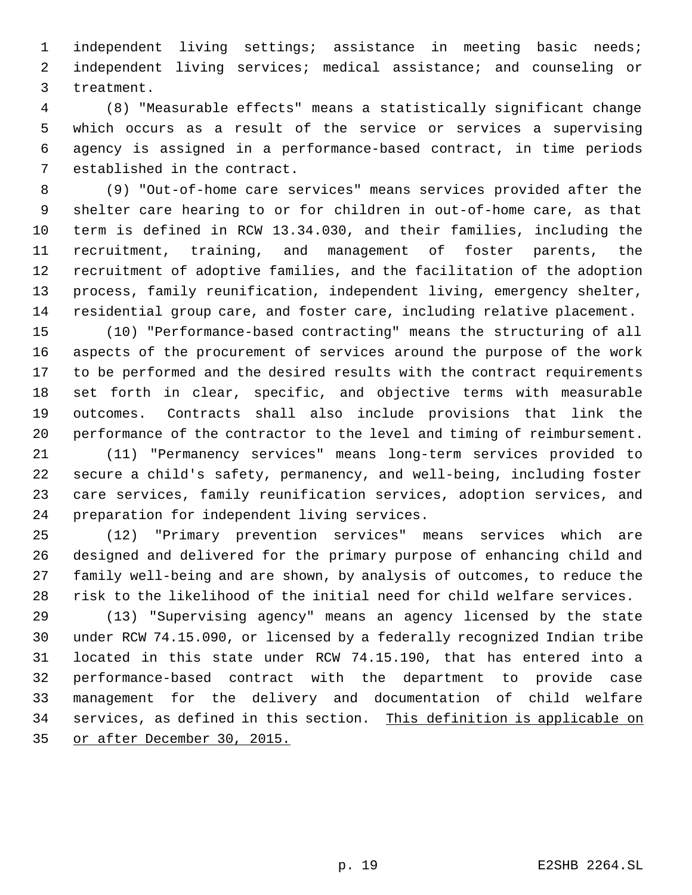independent living settings; assistance in meeting basic needs; independent living services; medical assistance; and counseling or treatment.

(8) "Measurable effects" means a statistically significant change which occurs as a result of the service or services a supervising agency is assigned in a performance-based contract, in time periods established in the contract.

(9) "Out-of-home care services" means services provided after the shelter care hearing to or for children in out-of-home care, as that term is defined in RCW 13.34.030, and their families, including the recruitment, training, and management of foster parents, the recruitment of adoptive families, and the facilitation of the adoption process, family reunification, independent living, emergency shelter, residential group care, and foster care, including relative placement.

(10) "Performance-based contracting" means the structuring of all aspects of the procurement of services around the purpose of the work to be performed and the desired results with the contract requirements set forth in clear, specific, and objective terms with measurable outcomes. Contracts shall also include provisions that link the performance of the contractor to the level and timing of reimbursement.

(11) "Permanency services" means long-term services provided to secure a child's safety, permanency, and well-being, including foster care services, family reunification services, adoption services, and preparation for independent living services.

(12) "Primary prevention services" means services which are designed and delivered for the primary purpose of enhancing child and family well-being and are shown, by analysis of outcomes, to reduce the risk to the likelihood of the initial need for child welfare services.

(13) "Supervising agency" means an agency licensed by the state under RCW 74.15.090, or licensed by a federally recognized Indian tribe located in this state under RCW 74.15.190, that has entered into a performance-based contract with the department to provide case management for the delivery and documentation of child welfare services, as defined in this section. <u>This definition is applicable on or after December 30, 2015.</u>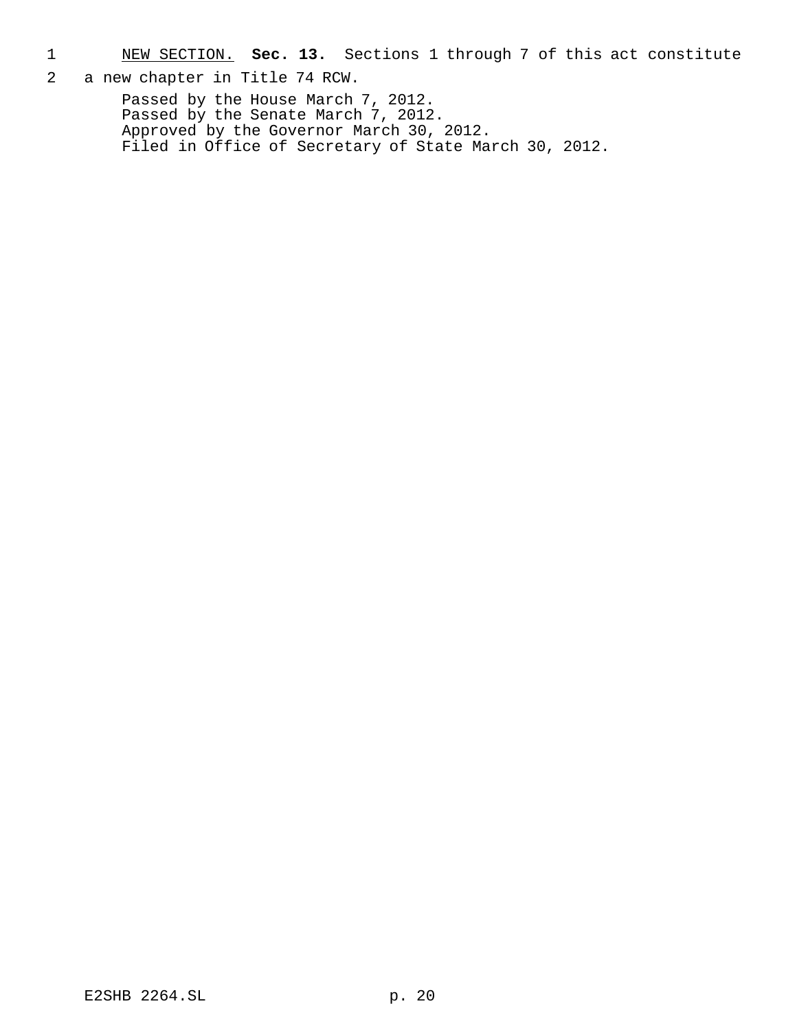NEW SECTION. **Sec. 13.** Sections 1 through 7 of this act constitute a new chapter in Title 74 RCW.

Passed by the House March 7, 2012.
Passed by the Senate March 7, 2012.
Approved by the Governor March 30, 2012.
Filed in Office of Secretary of State March 30, 2012.